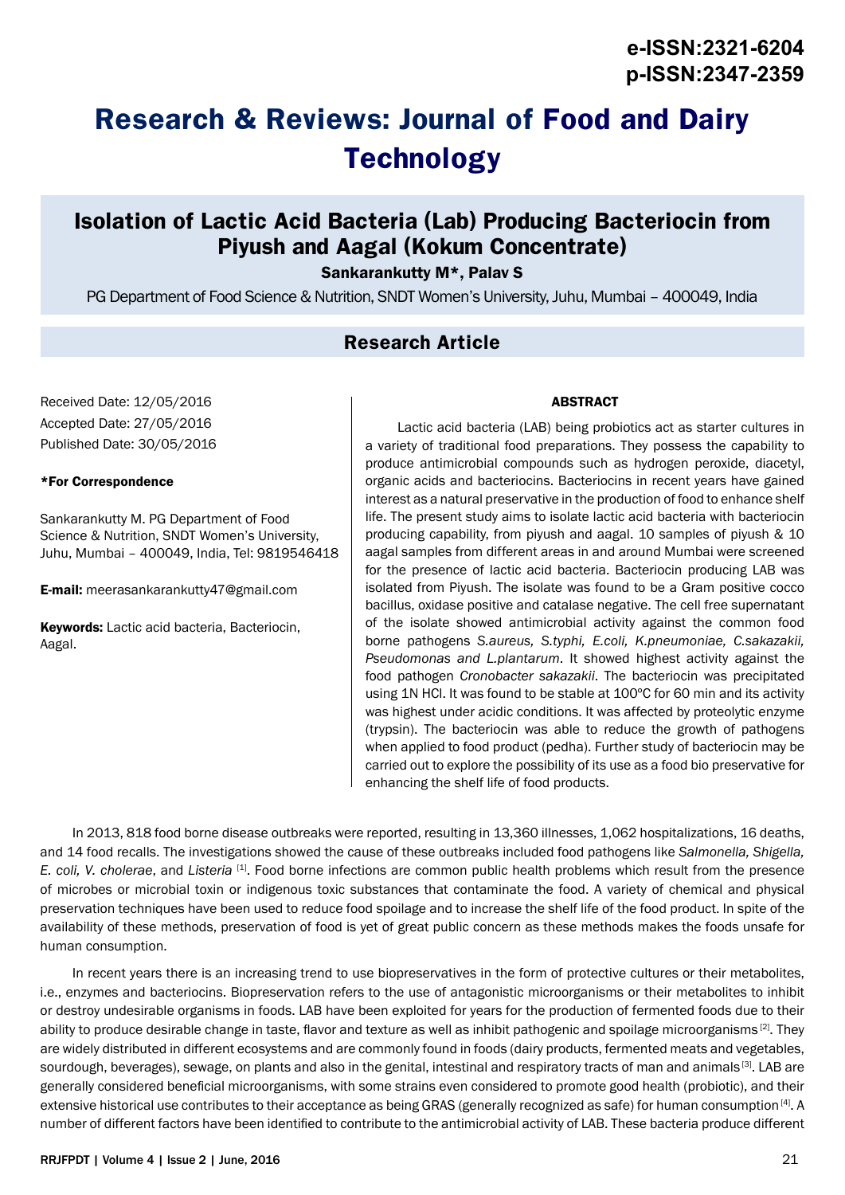e-ISSN:2321-6204
p-ISSN:2347-2359

# Research & Reviews: Journal of Food and Dairy Technology

## Isolation of Lactic Acid Bacteria (Lab) Producing Bacteriocin from Piyush and Aagal (Kokum Concentrate)

**Sankarankutty M\*, Palav S**

PG Department of Food Science & Nutrition, SNDT Women's University, Juhu, Mumbai – 400049, India

### Research Article

Received Date: 12/05/2016
Accepted Date: 27/05/2016
Published Date: 30/05/2016

**\*For Correspondence**

Sankarankutty M. PG Department of Food Science & Nutrition, SNDT Women's University, Juhu, Mumbai – 400049, India, Tel: 9819546418

**E-mail:** meerasankarankutty47@gmail.com

**Keywords:** Lactic acid bacteria, Bacteriocin, Aagal.

**ABSTRACT**

Lactic acid bacteria (LAB) being probiotics act as starter cultures in a variety of traditional food preparations. They possess the capability to produce antimicrobial compounds such as hydrogen peroxide, diacetyl, organic acids and bacteriocins. Bacteriocins in recent years have gained interest as a natural preservative in the production of food to enhance shelf life. The present study aims to isolate lactic acid bacteria with bacteriocin producing capability, from piyush and aagal. 10 samples of piyush & 10 aagal samples from different areas in and around Mumbai were screened for the presence of lactic acid bacteria. Bacteriocin producing LAB was isolated from Piyush. The isolate was found to be a Gram positive cocco bacillus, oxidase positive and catalase negative. The cell free supernatant of the isolate showed antimicrobial activity against the common food borne pathogens *S.aureus, S.typhi, E.coli, K.pneumoniae, C.sakazakii, Pseudomonas and L.plantarum*. It showed highest activity against the food pathogen *Cronobacter sakazakii*. The bacteriocin was precipitated using 1N HCl. It was found to be stable at 100ºC for 60 min and its activity was highest under acidic conditions. It was affected by proteolytic enzyme (trypsin). The bacteriocin was able to reduce the growth of pathogens when applied to food product (pedha). Further study of bacteriocin may be carried out to explore the possibility of its use as a food bio preservative for enhancing the shelf life of food products.

In 2013, 818 food borne disease outbreaks were reported, resulting in 13,360 illnesses, 1,062 hospitalizations, 16 deaths, and 14 food recalls. The investigations showed the cause of these outbreaks included food pathogens like *Salmonella, Shigella, E. coli, V. cholerae*, and *Listeria* [1]. Food borne infections are common public health problems which result from the presence of microbes or microbial toxin or indigenous toxic substances that contaminate the food. A variety of chemical and physical preservation techniques have been used to reduce food spoilage and to increase the shelf life of the food product. In spite of the availability of these methods, preservation of food is yet of great public concern as these methods makes the foods unsafe for human consumption.

In recent years there is an increasing trend to use biopreservatives in the form of protective cultures or their metabolites, i.e., enzymes and bacteriocins. Biopreservation refers to the use of antagonistic microorganisms or their metabolites to inhibit or destroy undesirable organisms in foods. LAB have been exploited for years for the production of fermented foods due to their ability to produce desirable change in taste, flavor and texture as well as inhibit pathogenic and spoilage microorganisms [2]. They are widely distributed in different ecosystems and are commonly found in foods (dairy products, fermented meats and vegetables, sourdough, beverages), sewage, on plants and also in the genital, intestinal and respiratory tracts of man and animals [3]. LAB are generally considered beneficial microorganisms, with some strains even considered to promote good health (probiotic), and their extensive historical use contributes to their acceptance as being GRAS (generally recognized as safe) for human consumption [4]. A number of different factors have been identified to contribute to the antimicrobial activity of LAB. These bacteria produce different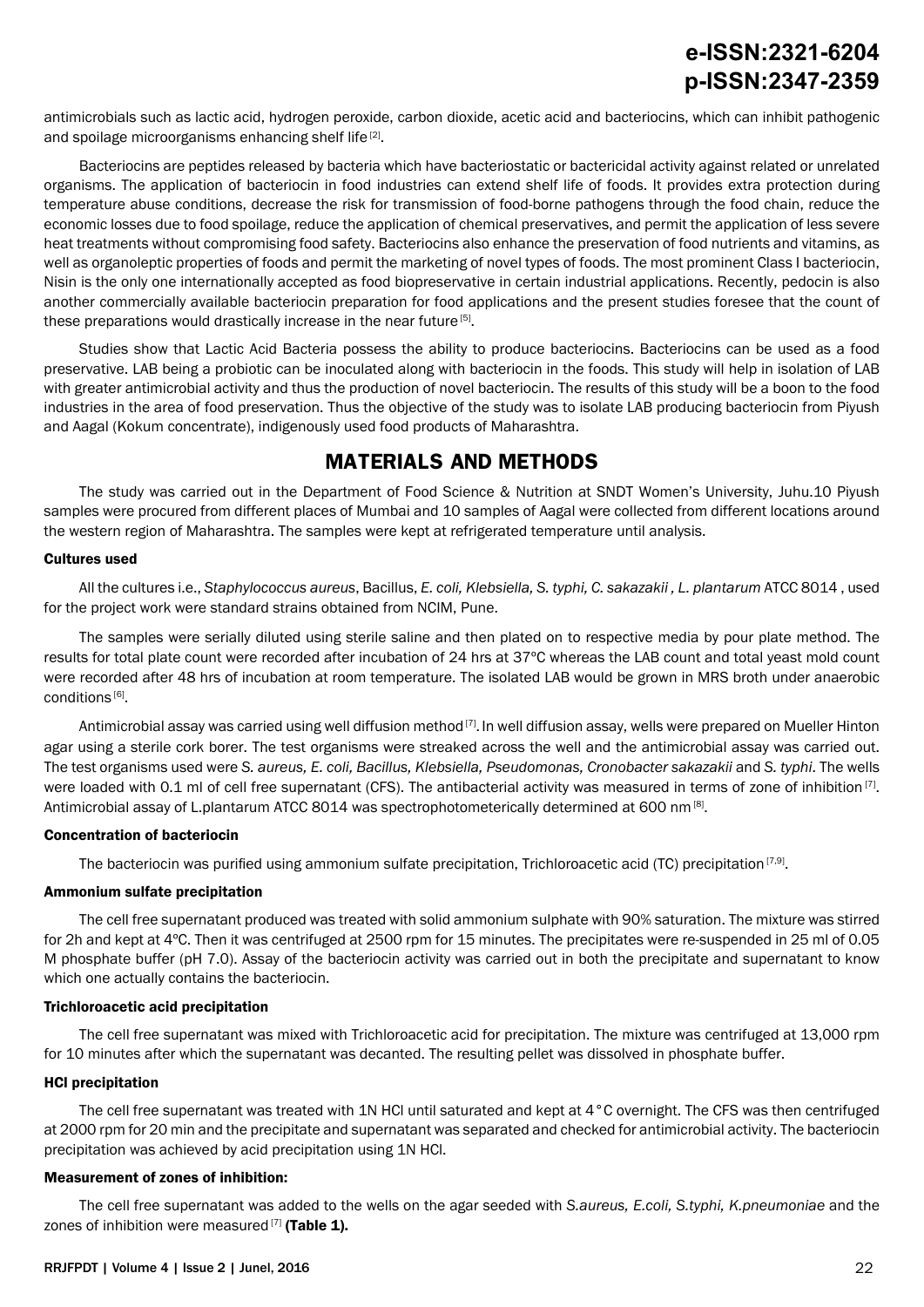antimicrobials such as lactic acid, hydrogen peroxide, carbon dioxide, acetic acid and bacteriocins, which can inhibit pathogenic and spoilage microorganisms enhancing shelf life [2].

Bacteriocins are peptides released by bacteria which have bacteriostatic or bactericidal activity against related or unrelated organisms. The application of bacteriocin in food industries can extend shelf life of foods. It provides extra protection during temperature abuse conditions, decrease the risk for transmission of food-borne pathogens through the food chain, reduce the economic losses due to food spoilage, reduce the application of chemical preservatives, and permit the application of less severe heat treatments without compromising food safety. Bacteriocins also enhance the preservation of food nutrients and vitamins, as well as organoleptic properties of foods and permit the marketing of novel types of foods. The most prominent Class I bacteriocin, Nisin is the only one internationally accepted as food biopreservative in certain industrial applications. Recently, pedocin is also another commercially available bacteriocin preparation for food applications and the present studies foresee that the count of these preparations would drastically increase in the near future [5].

Studies show that Lactic Acid Bacteria possess the ability to produce bacteriocins. Bacteriocins can be used as a food preservative. LAB being a probiotic can be inoculated along with bacteriocin in the foods. This study will help in isolation of LAB with greater antimicrobial activity and thus the production of novel bacteriocin. The results of this study will be a boon to the food industries in the area of food preservation. Thus the objective of the study was to isolate LAB producing bacteriocin from Piyush and Aagal (Kokum concentrate), indigenously used food products of Maharashtra.

## MATERIALS AND METHODS

The study was carried out in the Department of Food Science & Nutrition at SNDT Women's University, Juhu.10 Piyush samples were procured from different places of Mumbai and 10 samples of Aagal were collected from different locations around the western region of Maharashtra. The samples were kept at refrigerated temperature until analysis.

### Cultures used

All the cultures i.e., *Staphylococcus aureus*, Bacillus, *E. coli, Klebsiella, S. typhi, C. sakazakii , L. plantarum* ATCC 8014 , used for the project work were standard strains obtained from NCIM, Pune.

The samples were serially diluted using sterile saline and then plated on to respective media by pour plate method. The results for total plate count were recorded after incubation of 24 hrs at 37°C whereas the LAB count and total yeast mold count were recorded after 48 hrs of incubation at room temperature. The isolated LAB would be grown in MRS broth under anaerobic conditions [6].

Antimicrobial assay was carried using well diffusion method [7]. In well diffusion assay, wells were prepared on Mueller Hinton agar using a sterile cork borer. The test organisms were streaked across the well and the antimicrobial assay was carried out. The test organisms used were *S. aureus, E. coli, Bacillus, Klebsiella, Pseudomonas, Cronobacter sakazakii* and *S. typhi*. The wells were loaded with 0.1 ml of cell free supernatant (CFS). The antibacterial activity was measured in terms of zone of inhibition [7]. Antimicrobial assay of L.plantarum ATCC 8014 was spectrophotometerically determined at 600 nm [8].

### Concentration of bacteriocin

The bacteriocin was purified using ammonium sulfate precipitation, Trichloroacetic acid (TC) precipitation [7,9].

### Ammonium sulfate precipitation

The cell free supernatant produced was treated with solid ammonium sulphate with 90% saturation. The mixture was stirred for 2h and kept at 4ºC. Then it was centrifuged at 2500 rpm for 15 minutes. The precipitates were re-suspended in 25 ml of 0.05 M phosphate buffer (pH 7.0). Assay of the bacteriocin activity was carried out in both the precipitate and supernatant to know which one actually contains the bacteriocin.

### Trichloroacetic acid precipitation

The cell free supernatant was mixed with Trichloroacetic acid for precipitation. The mixture was centrifuged at 13,000 rpm for 10 minutes after which the supernatant was decanted. The resulting pellet was dissolved in phosphate buffer.

### HCl precipitation

The cell free supernatant was treated with 1N HCl until saturated and kept at 4 °C overnight. The CFS was then centrifuged at 2000 rpm for 20 min and the precipitate and supernatant was separated and checked for antimicrobial activity. The bacteriocin precipitation was achieved by acid precipitation using 1N HCl.

### Measurement of zones of inhibition:

The cell free supernatant was added to the wells on the agar seeded with *S.aureus, E.coli, S.typhi, K.pneumoniae* and the zones of inhibition were measured [7] **(Table 1).**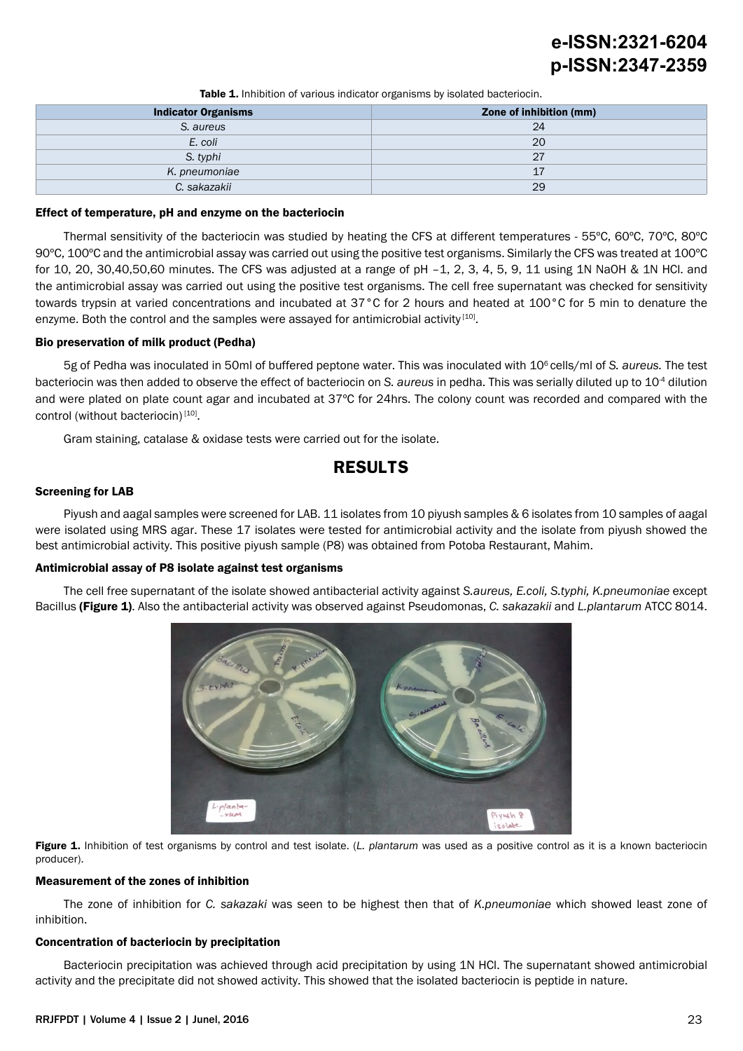**Table 1.** Inhibition of various indicator organisms by isolated bacteriocin.

| Indicator Organisms | Zone of inhibition (mm) |
|---|---|
| *S. aureus* | 24 |
| *E. coli* | 20 |
| *S. typhi* | 27 |
| *K. pneumoniae* | 17 |
| *C. sakazakii* | 29 |

#### Effect of temperature, pH and enzyme on the bacteriocin

Thermal sensitivity of the bacteriocin was studied by heating the CFS at different temperatures - 55ºC, 60ºC, 70ºC, 80ºC 90ºC, 100ºC and the antimicrobial assay was carried out using the positive test organisms. Similarly the CFS was treated at 100ºC for 10, 20, 30,40,50,60 minutes. The CFS was adjusted at a range of pH –1, 2, 3, 4, 5, 9, 11 using 1N NaOH & 1N HCl. and the antimicrobial assay was carried out using the positive test organisms. The cell free supernatant was checked for sensitivity towards trypsin at varied concentrations and incubated at 37°C for 2 hours and heated at 100°C for 5 min to denature the enzyme. Both the control and the samples were assayed for antimicrobial activity [10].

#### Bio preservation of milk product (Pedha)

5g of Pedha was inoculated in 50ml of buffered peptone water. This was inoculated with $10^6$ cells/ml of *S. aureus.* The test bacteriocin was then added to observe the effect of bacteriocin on *S. aureus* in pedha. This was serially diluted up to $10^{-4}$ dilution and were plated on plate count agar and incubated at 37ºC for 24hrs. The colony count was recorded and compared with the control (without bacteriocin) [10].

Gram staining, catalase & oxidase tests were carried out for the isolate.

## RESULTS

#### Screening for LAB

Piyush and aagal samples were screened for LAB. 11 isolates from 10 piyush samples & 6 isolates from 10 samples of aagal were isolated using MRS agar. These 17 isolates were tested for antimicrobial activity and the isolate from piyush showed the best antimicrobial activity. This positive piyush sample (P8) was obtained from Potoba Restaurant, Mahim.

#### Antimicrobial assay of P8 isolate against test organisms

The cell free supernatant of the isolate showed antibacterial activity against *S.aureus, E.coli, S.typhi, K.pneumoniae* except Bacillus **(Figure 1)**. Also the antibacterial activity was observed against Pseudomonas, *C. sakazakii* and *L.plantarum* ATCC 8014.

**Figure 1.** Inhibition of test organisms by control and test isolate. (*L. plantarum* was used as a positive control as it is a known bacteriocin producer).

#### Measurement of the zones of inhibition

The zone of inhibition for *C. sakazaki* was seen to be highest then that of *K.pneumoniae* which showed least zone of inhibition.

#### Concentration of bacteriocin by precipitation

Bacteriocin precipitation was achieved through acid precipitation by using 1N HCl. The supernatant showed antimicrobial activity and the precipitate did not showed activity. This showed that the isolated bacteriocin is peptide in nature.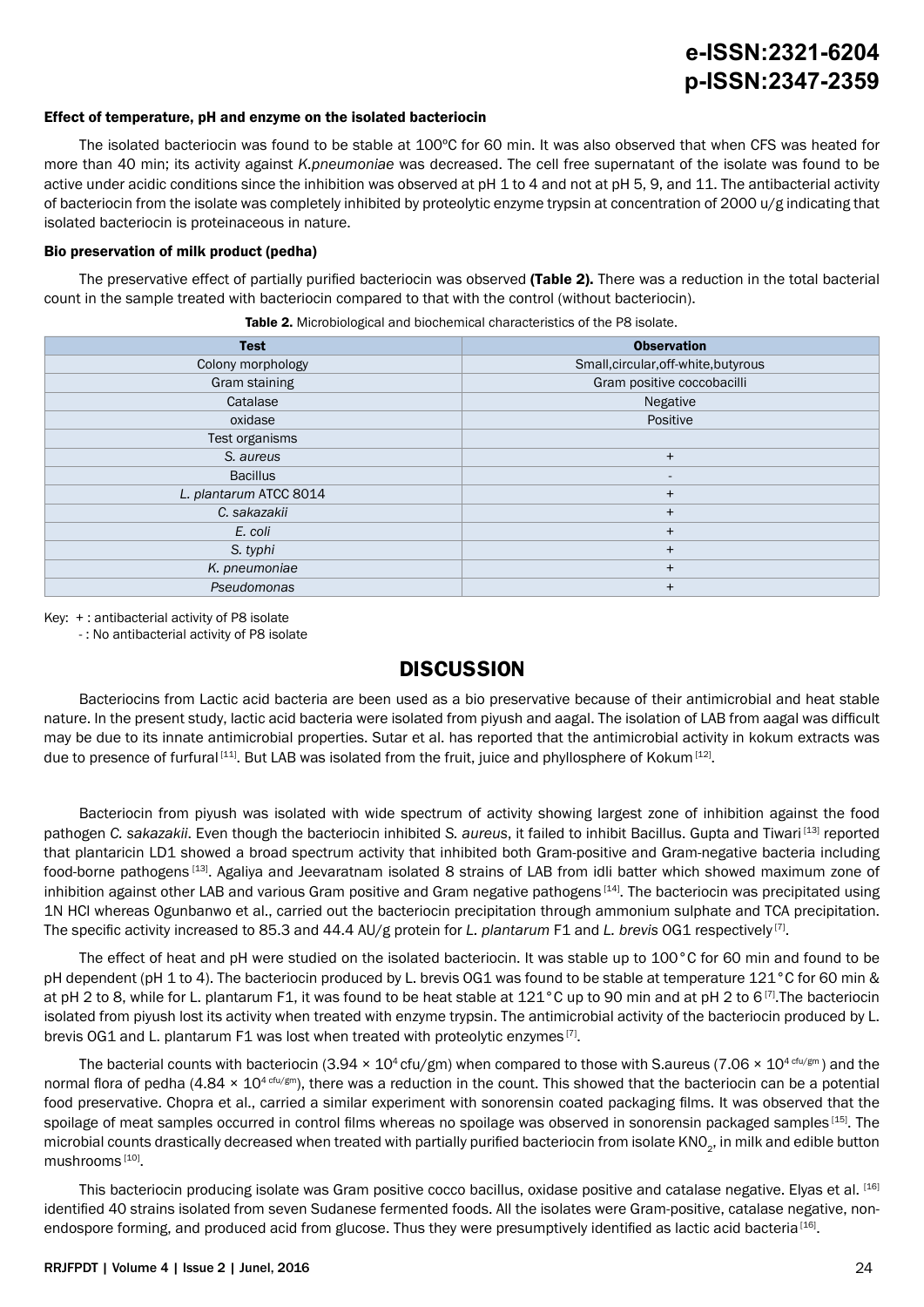#### Effect of temperature, pH and enzyme on the isolated bacteriocin

The isolated bacteriocin was found to be stable at 100ºC for 60 min. It was also observed that when CFS was heated for more than 40 min; its activity against *K.pneumoniae* was decreased. The cell free supernatant of the isolate was found to be active under acidic conditions since the inhibition was observed at pH 1 to 4 and not at pH 5, 9, and 11. The antibacterial activity of bacteriocin from the isolate was completely inhibited by proteolytic enzyme trypsin at concentration of 2000 u/g indicating that isolated bacteriocin is proteinaceous in nature.

#### Bio preservation of milk product (pedha)

The preservative effect of partially purified bacteriocin was observed **(Table 2).** There was a reduction in the total bacterial count in the sample treated with bacteriocin compared to that with the control (without bacteriocin).

**Table 2.** Microbiological and biochemical characteristics of the P8 isolate.

| Test | Observation |
|---|---|
| Colony morphology | Small,circular,off-white,butyrous |
| Gram staining | Gram positive coccobacilli |
| Catalase | Negative |
| oxidase | Positive |
| Test organisms | |
| *S. aureus* | + |
| Bacillus | - |
| *L. plantarum* ATCC 8014 | + |
| *C. sakazakii* | + |
| *E. coli* | + |
| *S. typhi* | + |
| *K. pneumoniae* | + |
| *Pseudomonas* | + |

Key: + : antibacterial activity of P8 isolate
- : No antibacterial activity of P8 isolate

## DISCUSSION

Bacteriocins from Lactic acid bacteria are been used as a bio preservative because of their antimicrobial and heat stable nature. In the present study, lactic acid bacteria were isolated from piyush and aagal. The isolation of LAB from aagal was difficult may be due to its innate antimicrobial properties. Sutar et al. has reported that the antimicrobial activity in kokum extracts was due to presence of furfural [11]. But LAB was isolated from the fruit, juice and phyllosphere of Kokum [12].

Bacteriocin from piyush was isolated with wide spectrum of activity showing largest zone of inhibition against the food pathogen *C. sakazakii*. Even though the bacteriocin inhibited *S. aureus*, it failed to inhibit Bacillus. Gupta and Tiwari [13] reported that plantaricin LD1 showed a broad spectrum activity that inhibited both Gram-positive and Gram-negative bacteria including food-borne pathogens [13]. Agaliya and Jeevaratnam isolated 8 strains of LAB from idli batter which showed maximum zone of inhibition against other LAB and various Gram positive and Gram negative pathogens [14]. The bacteriocin was precipitated using 1N HCl whereas Ogunbanwo et al., carried out the bacteriocin precipitation through ammonium sulphate and TCA precipitation. The specific activity increased to 85.3 and 44.4 AU/g protein for *L. plantarum* F1 and *L. brevis* OG1 respectively [7].

The effect of heat and pH were studied on the isolated bacteriocin. It was stable up to 100°C for 60 min and found to be pH dependent (pH 1 to 4). The bacteriocin produced by L. brevis OG1 was found to be stable at temperature 121°C for 60 min & at pH 2 to 8, while for L. plantarum F1, it was found to be heat stable at 121°C up to 90 min and at pH 2 to 6 [7].The bacteriocin isolated from piyush lost its activity when treated with enzyme trypsin. The antimicrobial activity of the bacteriocin produced by L. brevis OG1 and L. plantarum F1 was lost when treated with proteolytic enzymes [7].

The bacterial counts with bacteriocin ($3.94 \times 10^4$ cfu/gm) when compared to those with S.aureus ($7.06 \times 10^{4\ cfu/gm}$) and the normal flora of pedha ($4.84 \times 10^{4\ cfu/gm}$), there was a reduction in the count. This showed that the bacteriocin can be a potential food preservative. Chopra et al., carried a similar experiment with sonorensin coated packaging films. It was observed that the spoilage of meat samples occurred in control films whereas no spoilage was observed in sonorensin packaged samples [15]. The microbial counts drastically decreased when treated with partially purified bacteriocin from isolate $KN0_2$, in milk and edible button mushrooms [10].

This bacteriocin producing isolate was Gram positive cocco bacillus, oxidase positive and catalase negative. Elyas et al. [16] identified 40 strains isolated from seven Sudanese fermented foods. All the isolates were Gram-positive, catalase negative, non-endospore forming, and produced acid from glucose. Thus they were presumptively identified as lactic acid bacteria [16].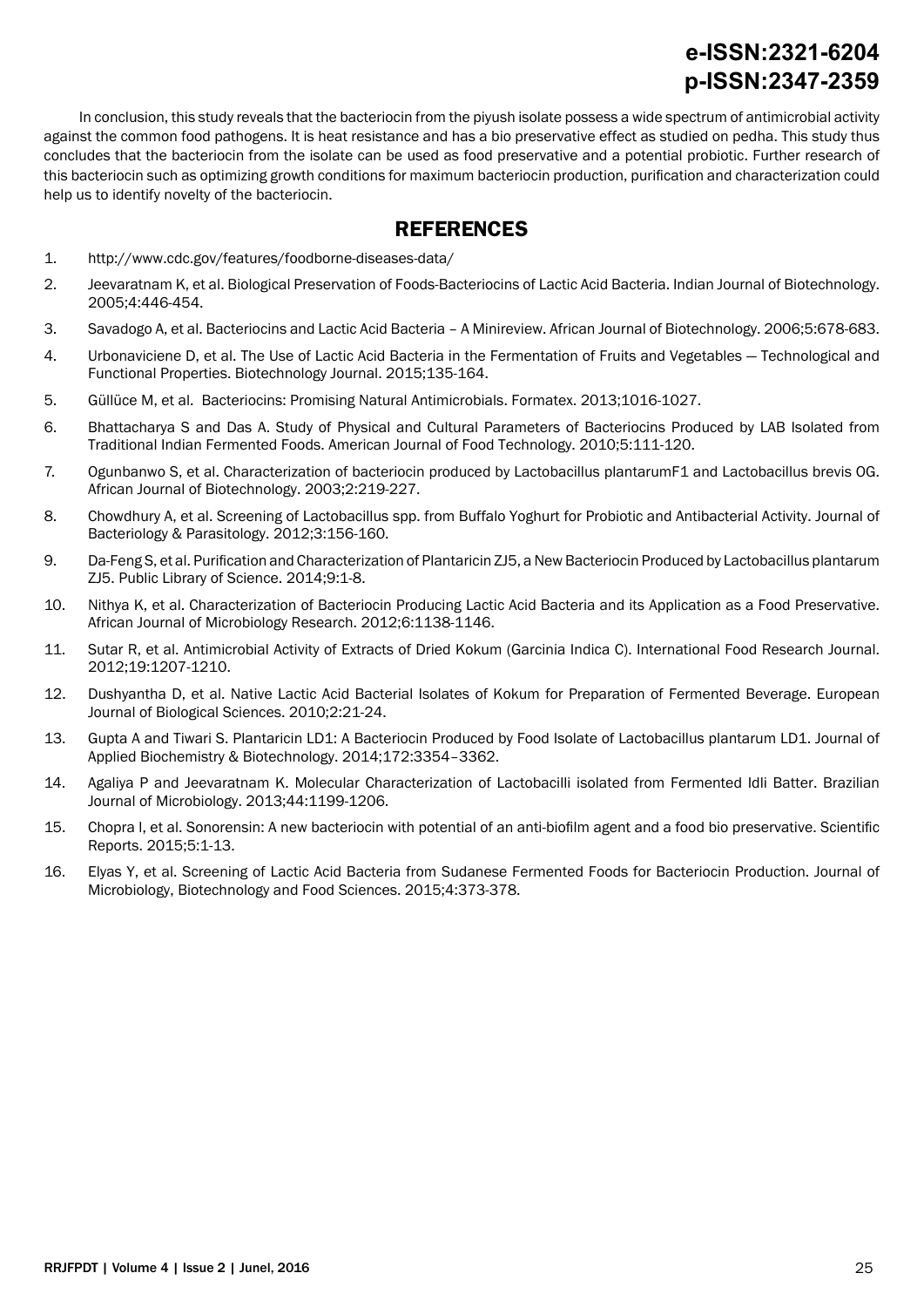In conclusion, this study reveals that the bacteriocin from the piyush isolate possess a wide spectrum of antimicrobial activity against the common food pathogens. It is heat resistance and has a bio preservative effect as studied on pedha. This study thus concludes that the bacteriocin from the isolate can be used as food preservative and a potential probiotic. Further research of this bacteriocin such as optimizing growth conditions for maximum bacteriocin production, purification and characterization could help us to identify novelty of the bacteriocin.

## REFERENCES

1. http://www.cdc.gov/features/foodborne-diseases-data/
2. Jeevaratnam K, et al. Biological Preservation of Foods-Bacteriocins of Lactic Acid Bacteria. Indian Journal of Biotechnology. 2005;4:446-454.
3. Savadogo A, et al. Bacteriocins and Lactic Acid Bacteria – A Minireview. African Journal of Biotechnology. 2006;5:678-683.
4. Urbonaviciene D, et al. The Use of Lactic Acid Bacteria in the Fermentation of Fruits and Vegetables — Technological and Functional Properties. Biotechnology Journal. 2015;135-164.
5. Güllüce M, et al. Bacteriocins: Promising Natural Antimicrobials. Formatex. 2013;1016-1027.
6. Bhattacharya S and Das A. Study of Physical and Cultural Parameters of Bacteriocins Produced by LAB Isolated from Traditional Indian Fermented Foods. American Journal of Food Technology. 2010;5:111-120.
7. Ogunbanwo S, et al. Characterization of bacteriocin produced by Lactobacillus plantarumF1 and Lactobacillus brevis OG. African Journal of Biotechnology. 2003;2:219-227.
8. Chowdhury A, et al. Screening of Lactobacillus spp. from Buffalo Yoghurt for Probiotic and Antibacterial Activity. Journal of Bacteriology & Parasitology. 2012;3:156-160.
9. Da-Feng S, et al. Purification and Characterization of Plantaricin ZJ5, a New Bacteriocin Produced by Lactobacillus plantarum ZJ5. Public Library of Science. 2014;9:1-8.
10. Nithya K, et al. Characterization of Bacteriocin Producing Lactic Acid Bacteria and its Application as a Food Preservative. African Journal of Microbiology Research. 2012;6:1138-1146.
11. Sutar R, et al. Antimicrobial Activity of Extracts of Dried Kokum (Garcinia Indica C). International Food Research Journal. 2012;19:1207-1210.
12. Dushyantha D, et al. Native Lactic Acid Bacterial Isolates of Kokum for Preparation of Fermented Beverage. European Journal of Biological Sciences. 2010;2:21-24.
13. Gupta A and Tiwari S. Plantaricin LD1: A Bacteriocin Produced by Food Isolate of Lactobacillus plantarum LD1. Journal of Applied Biochemistry & Biotechnology. 2014;172:3354–3362.
14. Agaliya P and Jeevaratnam K. Molecular Characterization of Lactobacilli isolated from Fermented Idli Batter. Brazilian Journal of Microbiology. 2013;44:1199-1206.
15. Chopra I, et al. Sonorensin: A new bacteriocin with potential of an anti-biofilm agent and a food bio preservative. Scientific Reports. 2015;5:1-13.
16. Elyas Y, et al. Screening of Lactic Acid Bacteria from Sudanese Fermented Foods for Bacteriocin Production. Journal of Microbiology, Biotechnology and Food Sciences. 2015;4:373-378.